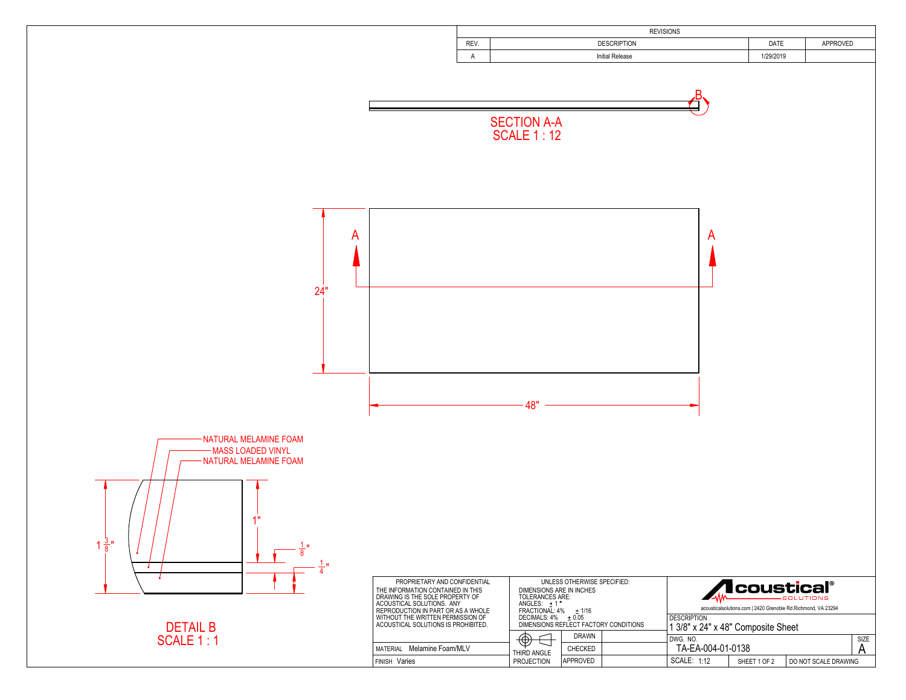## REVISIONS

| REV. | DESCRIPTION | DATE | APPROVED |
|---|---|---|---|
| A | Initial Release | 1/29/2019 | |

B

SECTION A-A
SCALE 1 : 12

A

A

24"

48"

NATURAL MELAMINE FOAM

MASS LOADED VINYL

NATURAL MELAMINE FOAM

$1\frac{3}{8}$"

1"

$\frac{1}{8}$"

$\frac{1}{4}$"

DETAIL B
SCALE 1 : 1

PROPRIETARY AND CONFIDENTIAL
THE INFORMATION CONTAINED IN THIS DRAWING IS THE SOLE PROPERTY OF ACOUSTICAL SOLUTIONS. ANY REPRODUCTION IN PART OR AS A WHOLE WITHOUT THE WRITTEN PERMISSION OF ACOUSTICAL SOLUTIONS IS PROHIBITED.

UNLESS OTHERWISE SPECIFIED:
DIMENSIONS ARE IN INCHES
TOLERANCES ARE:
ANGLES: ± 1°
FRACTIONAL: 4% ± 1/16
DECIMALS: 4% ± 0.05
DIMENSIONS REFLECT FACTORY CONDITIONS

Acoustical SOLUTIONS®
acousticalsolutions.com | 2420 Grenoble Rd.Richmond, VA 23294

| | | |
|---|---|---|
| MATERIAL Melamine Foam/MLV | THIRD ANGLE PROJECTION | DRAWN |
| | | CHECKED |
| FINISH Varies | | APPROVED |

DESCRIPTION
1 3/8" x 24" x 48" Composite Sheet

| DWG. NO. | | | SIZE |
|---|---|---|---|
| TA-EA-004-01-0138 | | | A |
| SCALE: 1:12 | SHEET 1 OF 2 | DO NOT SCALE DRAWING | |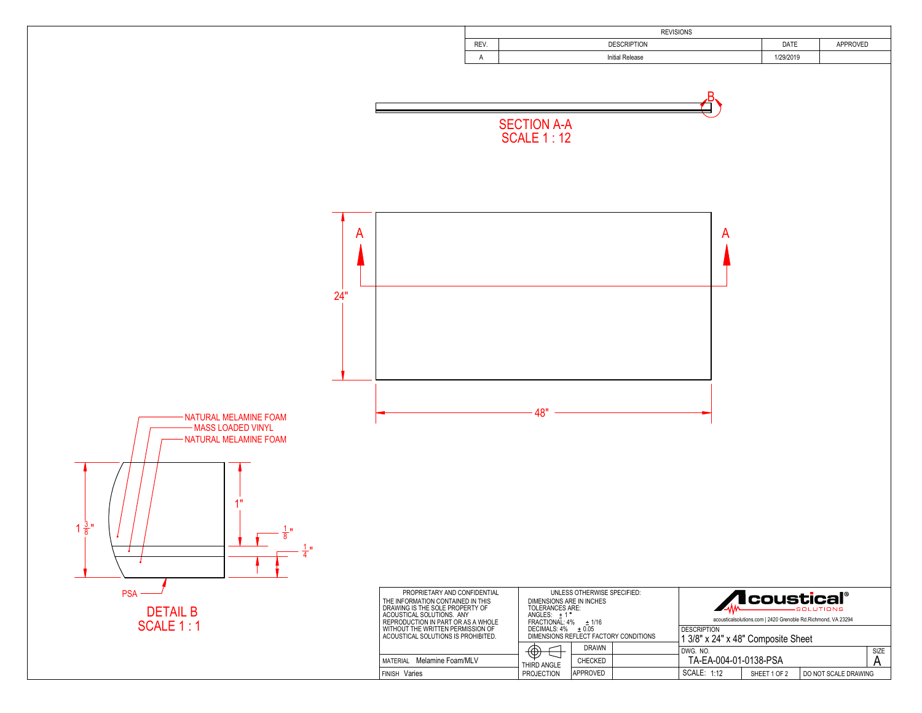| REVISIONS | | | |
|---|---|---|---|
| REV. | DESCRIPTION | DATE | APPROVED |
| A | Initial Release | 1/29/2019 | |

SECTION A-A
SCALE 1 : 12

B

A

A

24"

48"

NATURAL MELAMINE FOAM

MASS LOADED VINYL

NATURAL MELAMINE FOAM

1 3/8"

1"

1/8"

1/4"

PSA

DETAIL B
SCALE 1 : 1

PROPRIETARY AND CONFIDENTIAL
THE INFORMATION CONTAINED IN THIS DRAWING IS THE SOLE PROPERTY OF ACOUSTICAL SOLUTIONS. ANY REPRODUCTION IN PART OR AS A WHOLE WITHOUT THE WRITTEN PERMISSION OF ACOUSTICAL SOLUTIONS IS PROHIBITED.

UNLESS OTHERWISE SPECIFIED:
DIMENSIONS ARE IN INCHES
TOLERANCES ARE:
ANGLES: ± 1°
FRACTIONAL: 4% ± 1/16
DECIMALS: 4% ± 0.05
DIMENSIONS REFLECT FACTORY CONDITIONS

Acoustical SOLUTIONS
acousticalsolutions.com | 2420 Grenoble Rd.Richmond, VA 23294

| | | | | | | |
|---|---|---|---|---|---|---|
| MATERIAL Melamine Foam/MLV | THIRD ANGLE PROJECTION | DRAWN | | DESCRIPTION 1 3/8" x 24" x 48" Composite Sheet | | |
| | | CHECKED | | DWG. NO. TA-EA-004-01-0138-PSA | | SIZE A |
| FINISH Varies | | APPROVED | | SCALE: 1:12 | SHEET 1 OF 2 | DO NOT SCALE DRAWING |